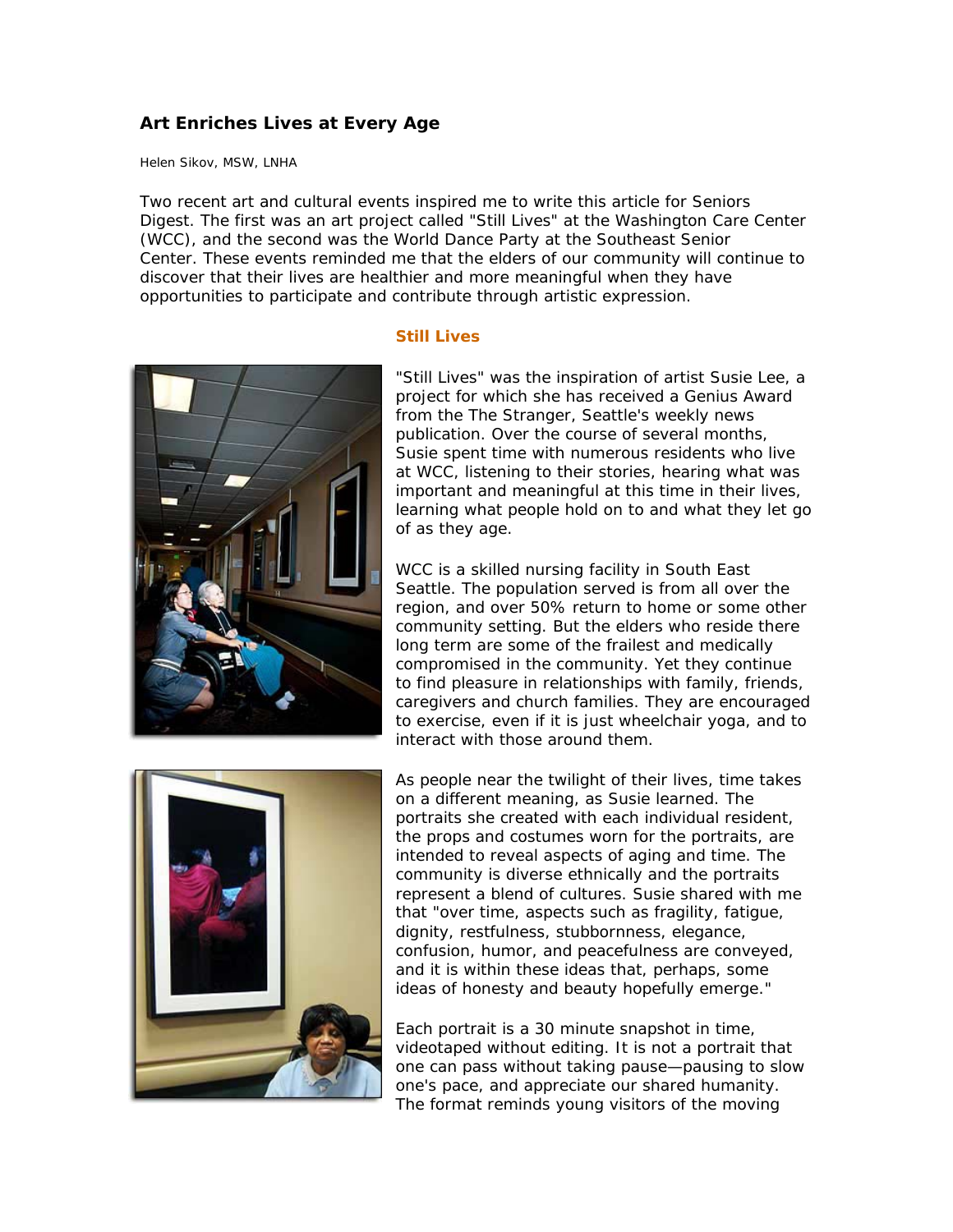# Art Enriches Lives at Every Age

Helen Sikov, MSW, LNHA

Two recent art and cultural events inspired me to write this article for Seniors Digest. The first was an art project called "Still Lives" at the Washington Care Center (WCC), and the second was the World Dance Party at the Southeast Senior Center. These events reminded me that the elders of our community will continue to discover that their lives are healthier and more meaningful when they have opportunities to participate and contribute through artistic expression.

## Still Lives

"Still Lives" was the inspiration of artist Susie Lee, a project for which she has received a Genius Award from the The Stranger, Seattle's weekly news publication. Over the course of several months, Susie spent time with numerous residents who live at WCC, listening to their stories, hearing what was important and meaningful at this time in their lives, learning what people hold on to and what they let go of as they age.

WCC is a skilled nursing facility in South East Seattle. The population served is from all over the region, and over 50% return to home or some other community setting. But the elders who reside there long term are some of the frailest and medically compromised in the community. Yet they continue to find pleasure in relationships with family, friends, caregivers and church families. They are encouraged to exercise, even if it is just wheelchair yoga, and to interact with those around them.

As people near the twilight of their lives, time takes on a different meaning, as Susie learned. The portraits she created with each individual resident, the props and costumes worn for the portraits, are intended to reveal aspects of aging and time. The community is diverse ethnically and the portraits represent a blend of cultures. Susie shared with me that "over time, aspects such as fragility, fatigue, dignity, restfulness, stubbornness, elegance, confusion, humor, and peacefulness are conveyed, and it is within these ideas that, perhaps, some ideas of honesty and beauty hopefully emerge."

Each portrait is a 30 minute snapshot in time, videotaped without editing. It is not a portrait that one can pass without taking pause—pausing to slow one's pace, and appreciate our shared humanity. The format reminds young visitors of the moving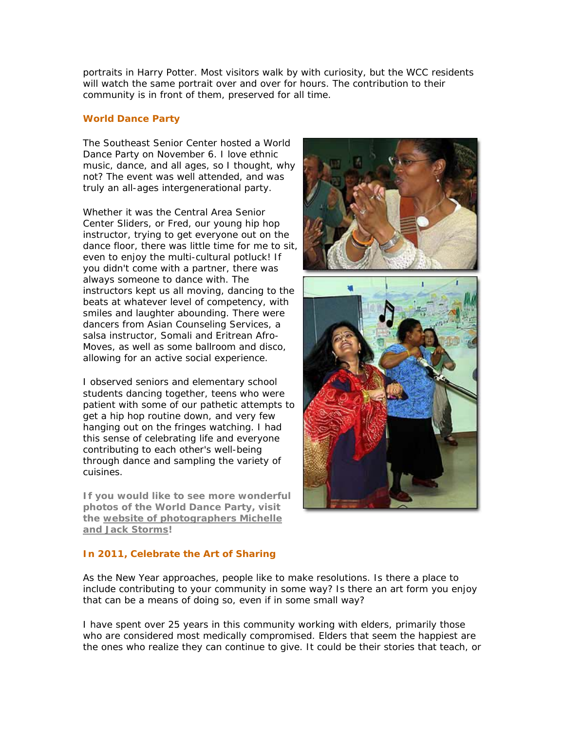portraits in Harry Potter. Most visitors walk by with curiosity, but the WCC residents will watch the same portrait over and over for hours. The contribution to their community is in front of them, preserved for all time.

## World Dance Party

The Southeast Senior Center hosted a World Dance Party on November 6. I love ethnic music, dance, and all ages, so I thought, why not? The event was well attended, and was truly an all-ages intergenerational party.

Whether it was the Central Area Senior Center Sliders, or Fred, our young hip hop instructor, trying to get everyone out on the dance floor, there was little time for me to sit, even to enjoy the multi-cultural potluck! If you didn't come with a partner, there was always someone to dance with. The instructors kept us all moving, dancing to the beats at whatever level of competency, with smiles and laughter abounding. There were dancers from Asian Counseling Services, a salsa instructor, Somali and Eritrean Afro-Moves, as well as some ballroom and disco, allowing for an active social experience.

I observed seniors and elementary school students dancing together, teens who were patient with some of our pathetic attempts to get a hip hop routine down, and very few hanging out on the fringes watching. I had this sense of celebrating life and everyone contributing to each other's well-being through dance and sampling the variety of cuisines.

**If you would like to see more wonderful photos of the World Dance Party, visit the website of photographers Michelle and Jack Storms!**

## In 2011, Celebrate the Art of Sharing

As the New Year approaches, people like to make resolutions. Is there a place to include contributing to your community in some way? Is there an art form you enjoy that can be a means of doing so, even if in some small way?

I have spent over 25 years in this community working with elders, primarily those who are considered most medically compromised. Elders that seem the happiest are the ones who realize they can continue to give. It could be their stories that teach, or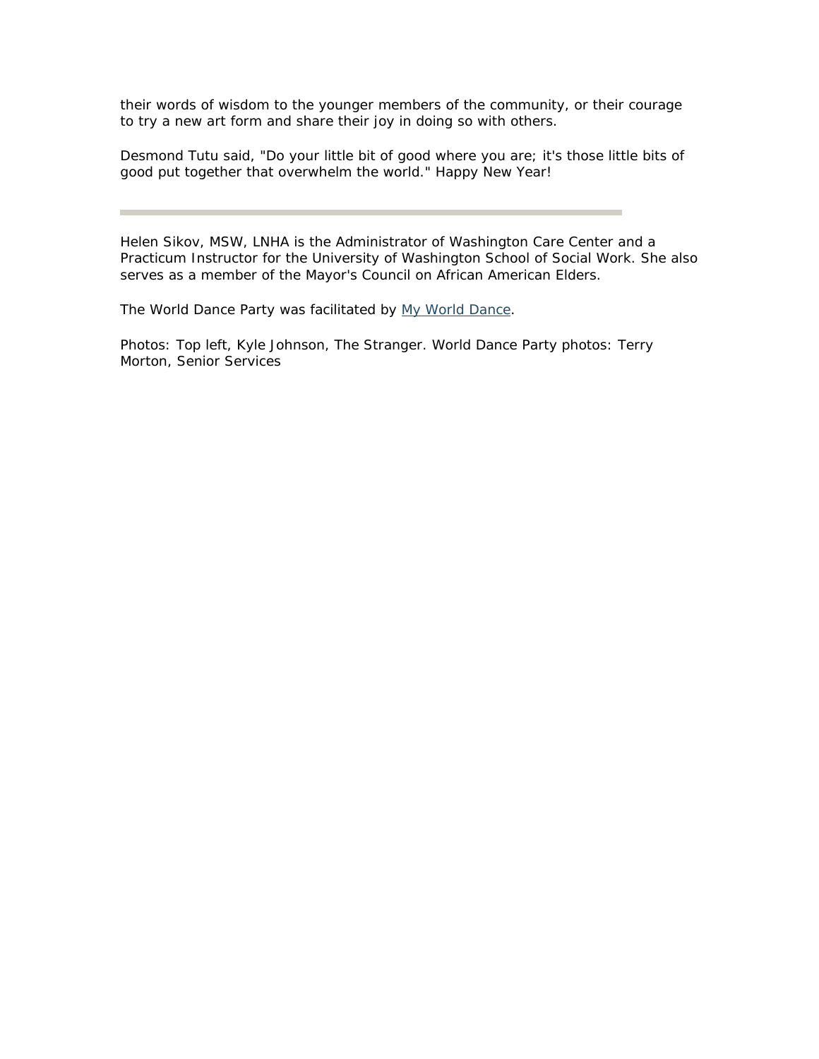their words of wisdom to the younger members of the community, or their courage to try a new art form and share their joy in doing so with others.

Desmond Tutu said, "Do your little bit of good where you are; it's those little bits of good put together that overwhelm the world." Happy New Year!

---

Helen Sikov, MSW, LNHA is the Administrator of Washington Care Center and a Practicum Instructor for the University of Washington School of Social Work. She also serves as a member of the Mayor's Council on African American Elders.

The World Dance Party was facilitated by My World Dance.

Photos: Top left, Kyle Johnson, The Stranger. World Dance Party photos: Terry Morton, Senior Services